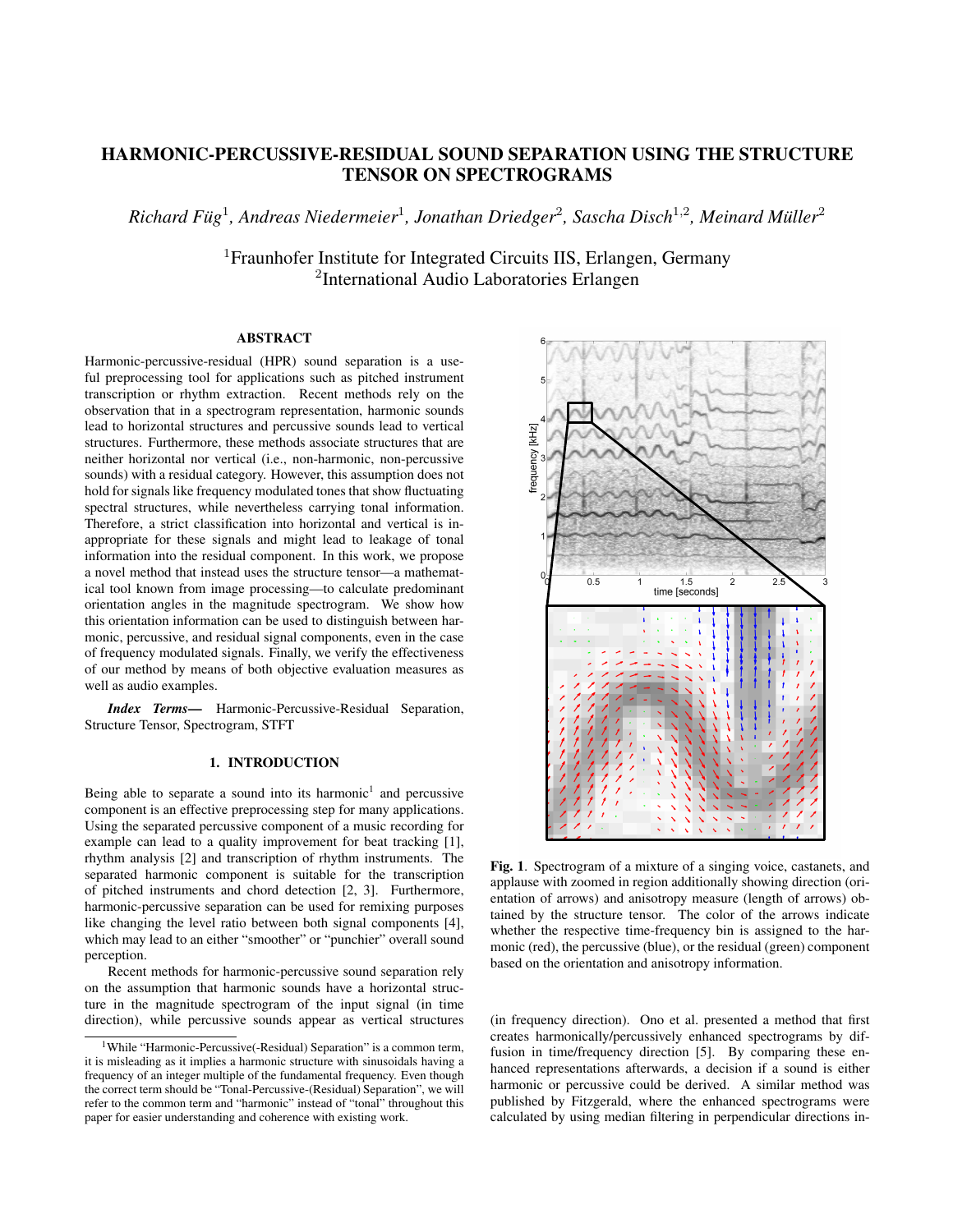# HARMONIC-PERCUSSIVE-RESIDUAL SOUND SEPARATION USING THE STRUCTURE TENSOR ON SPECTROGRAMS

*Richard Füg*[1], *Andreas Niedermeier*[1], *Jonathan Driedger*[2], *Sascha Disch*[1,2], *Meinard Müller*[2]

[1]Fraunhofer Institute for Integrated Circuits IIS, Erlangen, Germany
[2]International Audio Laboratories Erlangen

## ABSTRACT

Harmonic-percussive-residual (HPR) sound separation is a useful preprocessing tool for applications such as pitched instrument transcription or rhythm extraction. Recent methods rely on the observation that in a spectrogram representation, harmonic sounds lead to horizontal structures and percussive sounds lead to vertical structures. Furthermore, these methods associate structures that are neither horizontal nor vertical (i.e., non-harmonic, non-percussive sounds) with a residual category. However, this assumption does not hold for signals like frequency modulated tones that show fluctuating spectral structures, while nevertheless carrying tonal information. Therefore, a strict classification into horizontal and vertical is inappropriate for these signals and might lead to leakage of tonal information into the residual component. In this work, we propose a novel method that instead uses the structure tensor—a mathematical tool known from image processing—to calculate predominant orientation angles in the magnitude spectrogram. We show how this orientation information can be used to distinguish between harmonic, percussive, and residual signal components, even in the case of frequency modulated signals. Finally, we verify the effectiveness of our method by means of both objective evaluation measures as well as audio examples.

***Index Terms*—** Harmonic-Percussive-Residual Separation, Structure Tensor, Spectrogram, STFT

## 1. INTRODUCTION

Being able to separate a sound into its harmonic[1] and percussive component is an effective preprocessing step for many applications. Using the separated percussive component of a music recording for example can lead to a quality improvement for beat tracking [1], rhythm analysis [2] and transcription of rhythm instruments. The separated harmonic component is suitable for the transcription of pitched instruments and chord detection [2, 3]. Furthermore, harmonic-percussive separation can be used for remixing purposes like changing the level ratio between both signal components [4], which may lead to an either "smoother" or "punchier" overall sound perception.

Recent methods for harmonic-percussive sound separation rely on the assumption that harmonic sounds have a horizontal structure in the magnitude spectrogram of the input signal (in time direction), while percussive sounds appear as vertical structures (in frequency direction). Ono et al. presented a method that first creates harmonically/percussively enhanced spectrograms by diffusion in time/frequency direction [5]. By comparing these enhanced representations afterwards, a decision if a sound is either harmonic or percussive could be derived. A similar method was published by Fitzgerald, where the enhanced spectrograms were calculated by using median filtering in perpendicular directions in-

frequency [kHz]
time [seconds]
0
1
2
3
4
5
6
0.5
1
1.5
2
2.5
3

**Fig. 1**. Spectrogram of a mixture of a singing voice, castanets, and applause with zoomed in region additionally showing direction (orientation of arrows) and anisotropy measure (length of arrows) obtained by the structure tensor. The color of the arrows indicate whether the respective time-frequency bin is assigned to the harmonic (red), the percussive (blue), or the residual (green) component based on the orientation and anisotropy information.

[1]While "Harmonic-Percussive(-Residual) Separation" is a common term, it is misleading as it implies a harmonic structure with sinusoidals having a frequency of an integer multiple of the fundamental frequency. Even though the correct term should be "Tonal-Percussive-(Residual) Separation", we will refer to the common term and "harmonic" instead of "tonal" throughout this paper for easier understanding and coherence with existing work.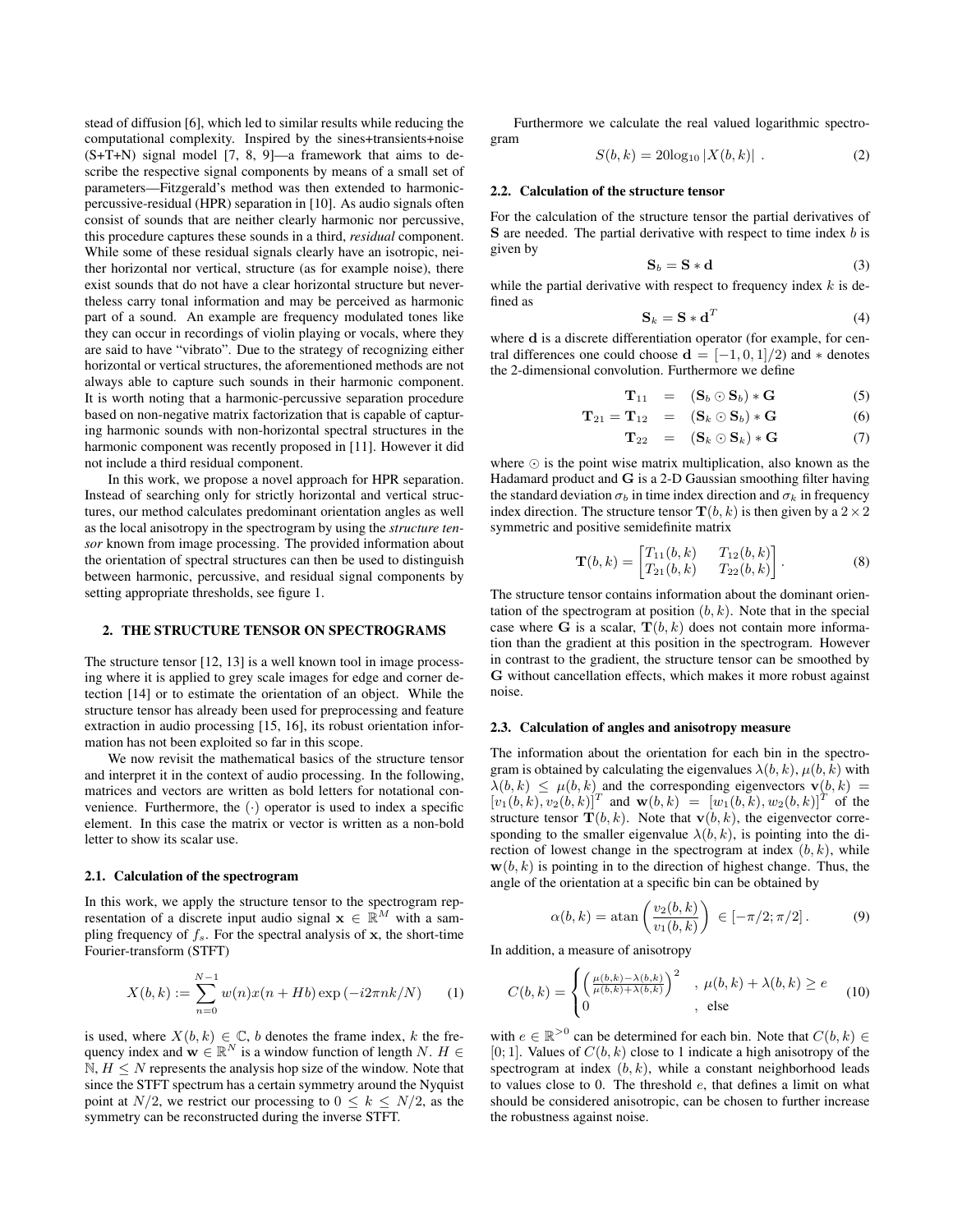stead of diffusion [6], which led to similar results while reducing the computational complexity. Inspired by the sines+transients+noise (S+T+N) signal model [7, 8, 9]—a framework that aims to describe the respective signal components by means of a small set of parameters—Fitzgerald's method was then extended to harmonic-percussive-residual (HPR) separation in [10]. As audio signals often consist of sounds that are neither clearly harmonic nor percussive, this procedure captures these sounds in a third, *residual* component. While some of these residual signals clearly have an isotropic, neither horizontal nor vertical, structure (as for example noise), there exist sounds that do not have a clear horizontal structure but nevertheless carry tonal information and may be perceived as harmonic part of a sound. An example are frequency modulated tones like they can occur in recordings of violin playing or vocals, where they are said to have "vibrato". Due to the strategy of recognizing either horizontal or vertical structures, the aforementioned methods are not always able to capture such sounds in their harmonic component. It is worth noting that a harmonic-percussive separation procedure based on non-negative matrix factorization that is capable of capturing harmonic sounds with non-horizontal spectral structures in the harmonic component was recently proposed in [11]. However it did not include a third residual component.

In this work, we propose a novel approach for HPR separation. Instead of searching only for strictly horizontal and vertical structures, our method calculates predominant orientation angles as well as the local anisotropy in the spectrogram by using the *structure tensor* known from image processing. The provided information about the orientation of spectral structures can then be used to distinguish between harmonic, percussive, and residual signal components by setting appropriate thresholds, see figure 1.

## 2. THE STRUCTURE TENSOR ON SPECTROGRAMS

The structure tensor [12, 13] is a well known tool in image processing where it is applied to grey scale images for edge and corner detection [14] or to estimate the orientation of an object. While the structure tensor has already been used for preprocessing and feature extraction in audio processing [15, 16], its robust orientation information has not been exploited so far in this scope.

We now revisit the mathematical basics of the structure tensor and interpret it in the context of audio processing. In the following, matrices and vectors are written as bold letters for notational convenience. Furthermore, the $(\cdot)$ operator is used to index a specific element. In this case the matrix or vector is written as a non-bold letter to show its scalar use.

### 2.1. Calculation of the spectrogram

In this work, we apply the structure tensor to the spectrogram representation of a discrete input audio signal $\mathbf{x} \in \mathbb{R}^M$ with a sampling frequency of $f_s$. For the spectral analysis of $\mathbf{x}$, the short-time Fourier-transform (STFT)

$$X(b,k) := \sum_{n=0}^{N-1} w(n)x(n+Hb)\exp(-i2\pi nk/N) \tag{1}$$

is used, where $X(b,k) \in \mathbb{C}$, $b$ denotes the frame index, $k$ the frequency index and $\mathbf{w} \in \mathbb{R}^N$ is a window function of length $N$. $H \in \mathbb{N}$, $H \leq N$ represents the analysis hop size of the window. Note that since the STFT spectrum has a certain symmetry around the Nyquist point at $N/2$, we restrict our processing to $0 \leq k \leq N/2$, as the symmetry can be reconstructed during the inverse STFT.

Furthermore we calculate the real valued logarithmic spectrogram

$$S(b,k) = 20\log_{10}|X(b,k)| \ . \tag{2}$$

### 2.2. Calculation of the structure tensor

For the calculation of the structure tensor the partial derivatives of $\mathbf{S}$ are needed. The partial derivative with respect to time index $b$ is given by

$$\mathbf{S}_b = \mathbf{S} * \mathbf{d} \tag{3}$$

while the partial derivative with respect to frequency index $k$ is defined as

$$\mathbf{S}_k = \mathbf{S} * \mathbf{d}^T \tag{4}$$

where $\mathbf{d}$ is a discrete differentiation operator (for example, for central differences one could choose $\mathbf{d} = [-1, 0, 1]/2$) and $*$ denotes the 2-dimensional convolution. Furthermore we define

$$\mathbf{T}_{11} = (\mathbf{S}_b \odot \mathbf{S}_b) * \mathbf{G} \tag{5}$$

$$\mathbf{T}_{21} = \mathbf{T}_{12} = (\mathbf{S}_k \odot \mathbf{S}_b) * \mathbf{G} \tag{6}$$

$$\mathbf{T}_{22} = (\mathbf{S}_k \odot \mathbf{S}_k) * \mathbf{G} \tag{7}$$

where $\odot$ is the point wise matrix multiplication, also known as the Hadamard product and $\mathbf{G}$ is a 2-D Gaussian smoothing filter having the standard deviation $\sigma_b$ in time index direction and $\sigma_k$ in frequency index direction. The structure tensor $\mathbf{T}(b,k)$ is then given by a $2 \times 2$ symmetric and positive semidefinite matrix

$$\mathbf{T}(b,k) = \begin{bmatrix} T_{11}(b,k) & T_{12}(b,k) \\ T_{21}(b,k) & T_{22}(b,k) \end{bmatrix}. \tag{8}$$

The structure tensor contains information about the dominant orientation of the spectrogram at position $(b,k)$. Note that in the special case where $\mathbf{G}$ is a scalar, $\mathbf{T}(b,k)$ does not contain more information than the gradient at this position in the spectrogram. However in contrast to the gradient, the structure tensor can be smoothed by $\mathbf{G}$ without cancellation effects, which makes it more robust against noise.

### 2.3. Calculation of angles and anisotropy measure

The information about the orientation for each bin in the spectrogram is obtained by calculating the eigenvalues $\lambda(b,k)$, $\mu(b,k)$ with $\lambda(b,k) \leq \mu(b,k)$ and the corresponding eigenvectors $\mathbf{v}(b,k) = [v_1(b,k), v_2(b,k)]^T$ and $\mathbf{w}(b,k) = [w_1(b,k), w_2(b,k)]^T$ of the structure tensor $\mathbf{T}(b,k)$. Note that $\mathbf{v}(b,k)$, the eigenvector corresponding to the smaller eigenvalue $\lambda(b,k)$, is pointing into the direction of lowest change in the spectrogram at index $(b,k)$, while $\mathbf{w}(b,k)$ is pointing in to the direction of highest change. Thus, the angle of the orientation at a specific bin can be obtained by

$$\alpha(b,k) = \operatorname{atan}\left(\frac{v_2(b,k)}{v_1(b,k)}\right) \in [-\pi/2; \pi/2]. \tag{9}$$

In addition, a measure of anisotropy

$$C(b,k) = \begin{cases} \left(\frac{\mu(b,k)-\lambda(b,k)}{\mu(b,k)+\lambda(b,k)}\right)^2 & , \ \mu(b,k)+\lambda(b,k) \geq e \\ 0 & , \ \text{else} \end{cases} \tag{10}$$

with $e \in \mathbb{R}^{>0}$ can be determined for each bin. Note that $C(b,k) \in [0; 1]$. Values of $C(b,k)$ close to 1 indicate a high anisotropy of the spectrogram at index $(b,k)$, while a constant neighborhood leads to values close to 0. The threshold $e$, that defines a limit on what should be considered anisotropic, can be chosen to further increase the robustness against noise.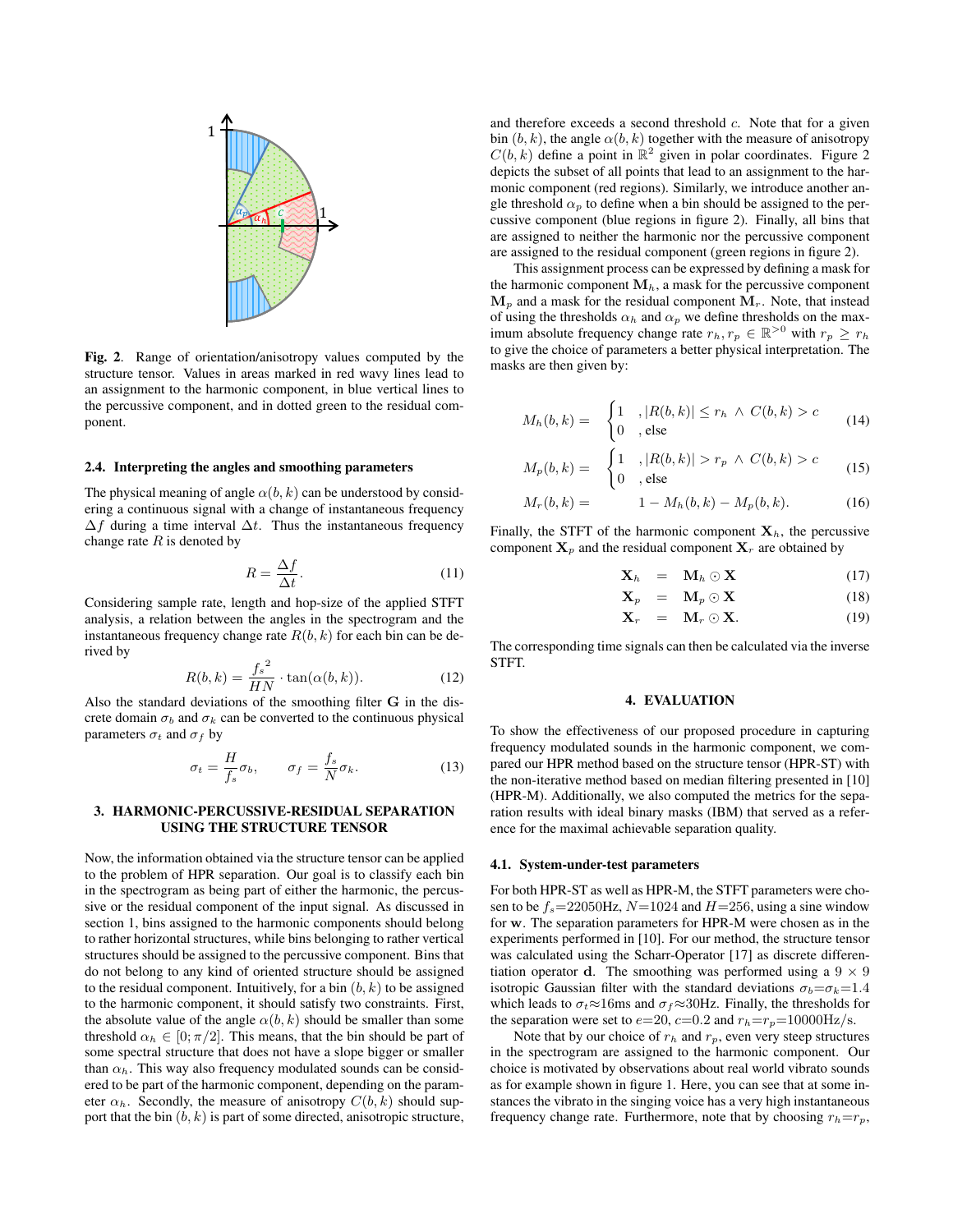**Fig. 2**. Range of orientation/anisotropy values computed by the structure tensor. Values in areas marked in red wavy lines lead to an assignment to the harmonic component, in blue vertical lines to the percussive component, and in dotted green to the residual component.

### 2.4. Interpreting the angles and smoothing parameters

The physical meaning of angle $\alpha(b, k)$ can be understood by considering a continuous signal with a change of instantaneous frequency $\Delta f$ during a time interval $\Delta t$. Thus the instantaneous frequency change rate $R$ is denoted by

$$R = \frac{\Delta f}{\Delta t}. \tag{11}$$

Considering sample rate, length and hop-size of the applied STFT analysis, a relation between the angles in the spectrogram and the instantaneous frequency change rate $R(b, k)$ for each bin can be derived by

$$R(b, k) = \frac{{f_s}^2}{HN} \cdot \tan(\alpha(b, k)). \tag{12}$$

Also the standard deviations of the smoothing filter $\mathbf{G}$ in the discrete domain $\sigma_b$ and $\sigma_k$ can be converted to the continuous physical parameters $\sigma_t$ and $\sigma_f$ by

$$\sigma_t = \frac{H}{f_s}\sigma_b, \qquad \sigma_f = \frac{f_s}{N}\sigma_k. \tag{13}$$

## 3. HARMONIC-PERCUSSIVE-RESIDUAL SEPARATION USING THE STRUCTURE TENSOR

Now, the information obtained via the structure tensor can be applied to the problem of HPR separation. Our goal is to classify each bin in the spectrogram as being part of either the harmonic, the percussive or the residual component of the input signal. As discussed in section 1, bins assigned to the harmonic components should belong to rather horizontal structures, while bins belonging to rather vertical structures should be assigned to the percussive component. Bins that do not belong to any kind of oriented structure should be assigned to the residual component. Intuitively, for a bin $(b, k)$ to be assigned to the harmonic component, it should satisfy two constraints. First, the absolute value of the angle $\alpha(b, k)$ should be smaller than some threshold $\alpha_h \in [0; \pi/2]$. This means, that the bin should be part of some spectral structure that does not have a slope bigger or smaller than $\alpha_h$. This way also frequency modulated sounds can be considered to be part of the harmonic component, depending on the parameter $\alpha_h$. Secondly, the measure of anisotropy $C(b, k)$ should support that the bin $(b, k)$ is part of some directed, anisotropic structure, and therefore exceeds a second threshold $c$. Note that for a given bin $(b, k)$, the angle $\alpha(b, k)$ together with the measure of anisotropy $C(b, k)$ define a point in $\mathbb{R}^2$ given in polar coordinates. Figure 2 depicts the subset of all points that lead to an assignment to the harmonic component (red regions). Similarly, we introduce another angle threshold $\alpha_p$ to define when a bin should be assigned to the percussive component (blue regions in figure 2). Finally, all bins that are assigned to neither the harmonic nor the percussive component are assigned to the residual component (green regions in figure 2).

This assignment process can be expressed by defining a mask for the harmonic component $\mathbf{M}_h$, a mask for the percussive component $\mathbf{M}_p$ and a mask for the residual component $\mathbf{M}_r$. Note, that instead of using the thresholds $\alpha_h$ and $\alpha_p$ we define thresholds on the maximum absolute frequency change rate $r_h, r_p \in \mathbb{R}^{>0}$ with $r_p \geq r_h$ to give the choice of parameters a better physical interpretation. The masks are then given by:

$$M_h(b, k) = \begin{cases} 1 & , |R(b, k)| \leq r_h \ \wedge \ C(b, k) > c \\ 0 & , \text{else} \end{cases} \tag{14}$$

$$M_p(b, k) = \begin{cases} 1 & , |R(b, k)| > r_p \ \wedge \ C(b, k) > c \\ 0 & , \text{else} \end{cases} \tag{15}$$

$$M_r(b, k) = 1 - M_h(b, k) - M_p(b, k). \tag{16}$$

Finally, the STFT of the harmonic component $\mathbf{X}_h$, the percussive component $\mathbf{X}_p$ and the residual component $\mathbf{X}_r$ are obtained by

$$\mathbf{X}_h = \mathbf{M}_h \odot \mathbf{X} \tag{17}$$

$$\mathbf{X}_p = \mathbf{M}_p \odot \mathbf{X} \tag{18}$$

$$\mathbf{X}_r = \mathbf{M}_r \odot \mathbf{X}. \tag{19}$$

The corresponding time signals can then be calculated via the inverse STFT.

## 4. EVALUATION

To show the effectiveness of our proposed procedure in capturing frequency modulated sounds in the harmonic component, we compared our HPR method based on the structure tensor (HPR-ST) with the non-iterative method based on median filtering presented in [10] (HPR-M). Additionally, we also computed the metrics for the separation results with ideal binary masks (IBM) that served as a reference for the maximal achievable separation quality.

### 4.1. System-under-test parameters

For both HPR-ST as well as HPR-M, the STFT parameters were chosen to be $f_s$=22050Hz, $N$=1024 and $H$=256, using a sine window for $\mathbf{w}$. The separation parameters for HPR-M were chosen as in the experiments performed in [10]. For our method, the structure tensor was calculated using the Scharr-Operator [17] as discrete differentiation operator $\mathbf{d}$. The smoothing was performed using a $9 \times 9$ isotropic Gaussian filter with the standard deviations $\sigma_b$=$\sigma_k$=1.4 which leads to $\sigma_t$≈16ms and $\sigma_f$≈30Hz. Finally, the thresholds for the separation were set to $e$=20, $c$=0.2 and $r_h$=$r_p$=10000Hz/s.

Note that by our choice of $r_h$ and $r_p$, even very steep structures in the spectrogram are assigned to the harmonic component. Our choice is motivated by observations about real world vibrato sounds as for example shown in figure 1. Here, you can see that at some instances the vibrato in the singing voice has a very high instantaneous frequency change rate. Furthermore, note that by choosing $r_h$=$r_p$,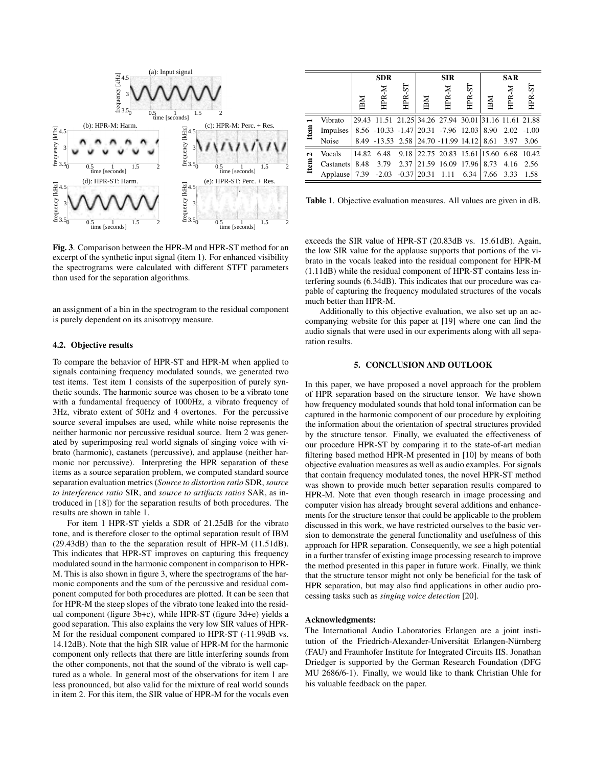(a): Input signal

frequency [kHz]

4.5

3

3.5

0 0.5 1 1.5 2

time [seconds]

(b): HPR-M: Harm.

frequency [kHz]

4.5

3

3.5

0 0.5 1 1.5 2

time [seconds]

(c): HPR-M: Perc. + Res.

frequency [kHz]

4.5

3

3.5

0 0.5 1 1.5 2

time [seconds]

(d): HPR-ST: Harm.

frequency [kHz]

4.5

3

3.5

0 0.5 1 1.5 2

time [seconds]

(e): HPR-ST: Perc. + Res.

frequency [kHz]

4.5

3

3.5

0 0.5 1 1.5 2

time [seconds]

**Fig. 3**. Comparison between the HPR-M and HPR-ST method for an excerpt of the synthetic input signal (item 1). For enhanced visibility the spectrograms were calculated with different STFT parameters than used for the separation algorithms.

an assignment of a bin in the spectrogram to the residual component is purely dependent on its anisotropy measure.

### 4.2. Objective results

To compare the behavior of HPR-ST and HPR-M when applied to signals containing frequency modulated sounds, we generated two test items. Test item 1 consists of the superposition of purely synthetic sounds. The harmonic source was chosen to be a vibrato tone with a fundamental frequency of 1000Hz, a vibrato frequency of 3Hz, vibrato extent of 50Hz and 4 overtones. For the percussive source several impulses are used, while white noise represents the neither harmonic nor percussive residual source. Item 2 was generated by superimposing real world signals of singing voice with vibrato (harmonic), castanets (percussive), and applause (neither harmonic nor percussive). Interpreting the HPR separation of these items as a source separation problem, we computed standard source separation evaluation metrics (*Source to distortion ratio* SDR, *source to interference ratio* SIR, and *source to artifacts ratios* SAR, as introduced in [18]) for the separation results of both procedures. The results are shown in table 1.

For item 1 HPR-ST yields a SDR of 21.25dB for the vibrato tone, and is therefore closer to the optimal separation result of IBM (29.43dB) than to the the separation result of HPR-M (11.51dB). This indicates that HPR-ST improves on capturing this frequency modulated sound in the harmonic component in comparison to HPR-M. This is also shown in figure 3, where the spectrograms of the harmonic components and the sum of the percussive and residual component computed for both procedures are plotted. It can be seen that for HPR-M the steep slopes of the vibrato tone leaked into the residual component (figure 3b+c), while HPR-ST (figure 3d+e) yields a good separation. This also explains the very low SIR values of HPR-M for the residual component compared to HPR-ST (-11.99dB vs. 14.12dB). Note that the high SIR value of HPR-M for the harmonic component only reflects that there are little interfering sounds from the other components, not that the sound of the vibrato is well captured as a whole. In general most of the observations for item 1 are less pronounced, but also valid for the mixture of real world sounds in item 2. For this item, the SIR value of HPR-M for the vocals even

| | | SDR | | | SIR | | | SAR | | |
|---|---|---|---|---|---|---|---|---|---|---|
| | | IBM | HPR-M | HPR-ST | IBM | HPR-M | HPR-ST | IBM | HPR-M | HPR-ST |
| Item 1 | Vibrato | 29.43 | 11.51 | 21.25 | 34.26 | 27.94 | 30.01 | 31.16 | 11.61 | 21.88 |
| | Impulses | 8.56 | -10.33 | -1.47 | 20.31 | -7.96 | 12.03 | 8.90 | 2.02 | -1.00 |
| | Noise | 8.49 | -13.53 | 2.58 | 24.70 | -11.99 | 14.12 | 8.61 | 3.97 | 3.06 |
| Item 2 | Vocals | 14.82 | 6.48 | 9.18 | 22.75 | 20.83 | 15.61 | 15.60 | 6.68 | 10.42 |
| | Castanets | 8.48 | 3.79 | 2.37 | 21.59 | 16.09 | 17.96 | 8.73 | 4.16 | 2.56 |
| | Applause | 7.39 | -2.03 | -0.37 | 20.31 | 1.11 | 6.34 | 7.66 | 3.33 | 1.58 |

**Table 1**. Objective evaluation measures. All values are given in dB.

exceeds the SIR value of HPR-ST (20.83dB vs. 15.61dB). Again, the low SIR value for the applause supports that portions of the vibrato in the vocals leaked into the residual component for HPR-M (1.11dB) while the residual component of HPR-ST contains less interfering sounds (6.34dB). This indicates that our procedure was capable of capturing the frequency modulated structures of the vocals much better than HPR-M.

Additionally to this objective evaluation, we also set up an accompanying website for this paper at [19] where one can find the audio signals that were used in our experiments along with all separation results.

## 5. CONCLUSION AND OUTLOOK

In this paper, we have proposed a novel approach for the problem of HPR separation based on the structure tensor. We have shown how frequency modulated sounds that hold tonal information can be captured in the harmonic component of our procedure by exploiting the information about the orientation of spectral structures provided by the structure tensor. Finally, we evaluated the effectiveness of our procedure HPR-ST by comparing it to the state-of-art median filtering based method HPR-M presented in [10] by means of both objective evaluation measures as well as audio examples. For signals that contain frequency modulated tones, the novel HPR-ST method was shown to provide much better separation results compared to HPR-M. Note that even though research in image processing and computer vision has already brought several additions and enhancements for the structure tensor that could be applicable to the problem discussed in this work, we have restricted ourselves to the basic version to demonstrate the general functionality and usefulness of this approach for HPR separation. Consequently, we see a high potential in a further transfer of existing image processing research to improve the method presented in this paper in future work. Finally, we think that the structure tensor might not only be beneficial for the task of HPR separation, but may also find applications in other audio processing tasks such as *singing voice detection* [20].

**Acknowledgments:**
The International Audio Laboratories Erlangen are a joint institution of the Friedrich-Alexander-Universität Erlangen-Nürnberg (FAU) and Fraunhofer Institute for Integrated Circuits IIS. Jonathan Driedger is supported by the German Research Foundation (DFG MU 2686/6-1). Finally, we would like to thank Christian Uhle for his valuable feedback on the paper.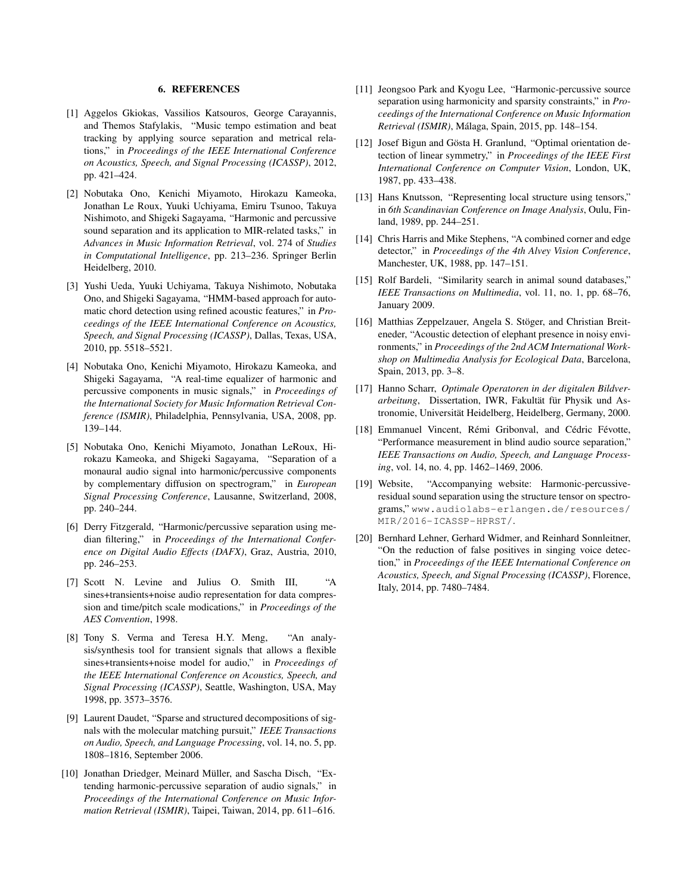## 6. REFERENCES

[1] Aggelos Gkiokas, Vassilios Katsouros, George Carayannis, and Themos Stafylakis, "Music tempo estimation and beat tracking by applying source separation and metrical relations," in *Proceedings of the IEEE International Conference on Acoustics, Speech, and Signal Processing (ICASSP)*, 2012, pp. 421–424.

[2] Nobutaka Ono, Kenichi Miyamoto, Hirokazu Kameoka, Jonathan Le Roux, Yuuki Uchiyama, Emiru Tsunoo, Takuya Nishimoto, and Shigeki Sagayama, "Harmonic and percussive sound separation and its application to MIR-related tasks," in *Advances in Music Information Retrieval*, vol. 274 of *Studies in Computational Intelligence*, pp. 213–236. Springer Berlin Heidelberg, 2010.

[3] Yushi Ueda, Yuuki Uchiyama, Takuya Nishimoto, Nobutaka Ono, and Shigeki Sagayama, "HMM-based approach for automatic chord detection using refined acoustic features," in *Proceedings of the IEEE International Conference on Acoustics, Speech, and Signal Processing (ICASSP)*, Dallas, Texas, USA, 2010, pp. 5518–5521.

[4] Nobutaka Ono, Kenichi Miyamoto, Hirokazu Kameoka, and Shigeki Sagayama, "A real-time equalizer of harmonic and percussive components in music signals," in *Proceedings of the International Society for Music Information Retrieval Conference (ISMIR)*, Philadelphia, Pennsylvania, USA, 2008, pp. 139–144.

[5] Nobutaka Ono, Kenichi Miyamoto, Jonathan LeRoux, Hirokazu Kameoka, and Shigeki Sagayama, "Separation of a monaural audio signal into harmonic/percussive components by complementary diffusion on spectrogram," in *European Signal Processing Conference*, Lausanne, Switzerland, 2008, pp. 240–244.

[6] Derry Fitzgerald, "Harmonic/percussive separation using median filtering," in *Proceedings of the International Conference on Digital Audio Effects (DAFX)*, Graz, Austria, 2010, pp. 246–253.

[7] Scott N. Levine and Julius O. Smith III, "A sines+transients+noise audio representation for data compression and time/pitch scale modications," in *Proceedings of the AES Convention*, 1998.

[8] Tony S. Verma and Teresa H.Y. Meng, "An analysis/synthesis tool for transient signals that allows a flexible sines+transients+noise model for audio," in *Proceedings of the IEEE International Conference on Acoustics, Speech, and Signal Processing (ICASSP)*, Seattle, Washington, USA, May 1998, pp. 3573–3576.

[9] Laurent Daudet, "Sparse and structured decompositions of signals with the molecular matching pursuit," *IEEE Transactions on Audio, Speech, and Language Processing*, vol. 14, no. 5, pp. 1808–1816, September 2006.

[10] Jonathan Driedger, Meinard Müller, and Sascha Disch, "Extending harmonic-percussive separation of audio signals," in *Proceedings of the International Conference on Music Information Retrieval (ISMIR)*, Taipei, Taiwan, 2014, pp. 611–616.

[11] Jeongsoo Park and Kyogu Lee, "Harmonic-percussive source separation using harmonicity and sparsity constraints," in *Proceedings of the International Conference on Music Information Retrieval (ISMIR)*, Málaga, Spain, 2015, pp. 148–154.

[12] Josef Bigun and Gösta H. Granlund, "Optimal orientation detection of linear symmetry," in *Proceedings of the IEEE First International Conference on Computer Vision*, London, UK, 1987, pp. 433–438.

[13] Hans Knutsson, "Representing local structure using tensors," in *6th Scandinavian Conference on Image Analysis*, Oulu, Finland, 1989, pp. 244–251.

[14] Chris Harris and Mike Stephens, "A combined corner and edge detector," in *Proceedings of the 4th Alvey Vision Conference*, Manchester, UK, 1988, pp. 147–151.

[15] Rolf Bardeli, "Similarity search in animal sound databases," *IEEE Transactions on Multimedia*, vol. 11, no. 1, pp. 68–76, January 2009.

[16] Matthias Zeppelzauer, Angela S. Stöger, and Christian Breiteneder, "Acoustic detection of elephant presence in noisy environments," in *Proceedings of the 2nd ACM International Workshop on Multimedia Analysis for Ecological Data*, Barcelona, Spain, 2013, pp. 3–8.

[17] Hanno Scharr, *Optimale Operatoren in der digitalen Bildverarbeitung*, Dissertation, IWR, Fakultät für Physik und Astronomie, Universität Heidelberg, Heidelberg, Germany, 2000.

[18] Emmanuel Vincent, Rémi Gribonval, and Cédric Févotte, "Performance measurement in blind audio source separation," *IEEE Transactions on Audio, Speech, and Language Processing*, vol. 14, no. 4, pp. 1462–1469, 2006.

[19] Website, "Accompanying website: Harmonic-percussive-residual sound separation using the structure tensor on spectrograms," `www.audiolabs-erlangen.de/resources/MIR/2016-ICASSP-HPRST/`.

[20] Bernhard Lehner, Gerhard Widmer, and Reinhard Sonnleitner, "On the reduction of false positives in singing voice detection," in *Proceedings of the IEEE International Conference on Acoustics, Speech, and Signal Processing (ICASSP)*, Florence, Italy, 2014, pp. 7480–7484.